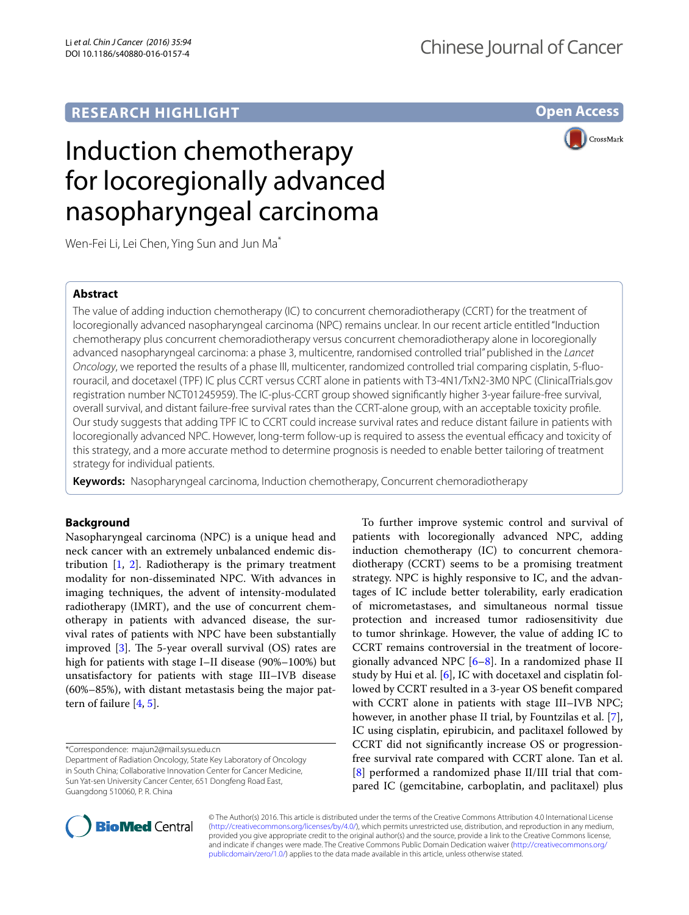RESEARCH HIGHLIGHT

Open Access

# Induction chemotherapy for locoregionally advanced nasopharyngeal carcinoma

Wen-Fei Li, Lei Chen, Ying Sun and Jun Ma*

## Abstract

The value of adding induction chemotherapy (IC) to concurrent chemoradiotherapy (CCRT) for the treatment of locoregionally advanced nasopharyngeal carcinoma (NPC) remains unclear. In our recent article entitled "Induction chemotherapy plus concurrent chemoradiotherapy versus concurrent chemoradiotherapy alone in locoregionally advanced nasopharyngeal carcinoma: a phase 3, multicentre, randomised controlled trial" published in the *Lancet Oncology*, we reported the results of a phase III, multicenter, randomized controlled trial comparing cisplatin, 5-fluorouracil, and docetaxel (TPF) IC plus CCRT versus CCRT alone in patients with T3-4N1/TxN2-3M0 NPC (ClinicalTrials.gov registration number NCT01245959). The IC-plus-CCRT group showed significantly higher 3-year failure-free survival, overall survival, and distant failure-free survival rates than the CCRT-alone group, with an acceptable toxicity profile. Our study suggests that adding TPF IC to CCRT could increase survival rates and reduce distant failure in patients with locoregionally advanced NPC. However, long-term follow-up is required to assess the eventual efficacy and toxicity of this strategy, and a more accurate method to determine prognosis is needed to enable better tailoring of treatment strategy for individual patients.

**Keywords:** Nasopharyngeal carcinoma, Induction chemotherapy, Concurrent chemoradiotherapy

## Background

Nasopharyngeal carcinoma (NPC) is a unique head and neck cancer with an extremely unbalanced endemic distribution [1, 2]. Radiotherapy is the primary treatment modality for non-disseminated NPC. With advances in imaging techniques, the advent of intensity-modulated radiotherapy (IMRT), and the use of concurrent chemotherapy in patients with advanced disease, the survival rates of patients with NPC have been substantially improved [3]. The 5-year overall survival (OS) rates are high for patients with stage I–II disease (90%–100%) but unsatisfactory for patients with stage III–IVB disease (60%–85%), with distant metastasis being the major pattern of failure [4, 5].

To further improve systemic control and survival of patients with locoregionally advanced NPC, adding induction chemotherapy (IC) to concurrent chemoradiotherapy (CCRT) seems to be a promising treatment strategy. NPC is highly responsive to IC, and the advantages of IC include better tolerability, early eradication of micrometastases, and simultaneous normal tissue protection and increased tumor radiosensitivity due to tumor shrinkage. However, the value of adding IC to CCRT remains controversial in the treatment of locoregionally advanced NPC [6–8]. In a randomized phase II study by Hui et al. [6], IC with docetaxel and cisplatin followed by CCRT resulted in a 3-year OS benefit compared with CCRT alone in patients with stage III–IVB NPC; however, in another phase II trial, by Fountzilas et al. [7], IC using cisplatin, epirubicin, and paclitaxel followed by CCRT did not significantly increase OS or progression-free survival rate compared with CCRT alone. Tan et al. [8] performed a randomized phase II/III trial that compared IC (gemcitabine, carboplatin, and paclitaxel) plus

*Correspondence: majun2@mail.sysu.edu.cn
Department of Radiation Oncology, State Key Laboratory of Oncology in South China; Collaborative Innovation Center for Cancer Medicine, Sun Yat-sen University Cancer Center, 651 Dongfeng Road East, Guangdong 510060, P. R. China

© The Author(s) 2016. This article is distributed under the terms of the Creative Commons Attribution 4.0 International License (http://creativecommons.org/licenses/by/4.0/), which permits unrestricted use, distribution, and reproduction in any medium, provided you give appropriate credit to the original author(s) and the source, provide a link to the Creative Commons license, and indicate if changes were made. The Creative Commons Public Domain Dedication waiver (http://creativecommons.org/publicdomain/zero/1.0/) applies to the data made available in this article, unless otherwise stated.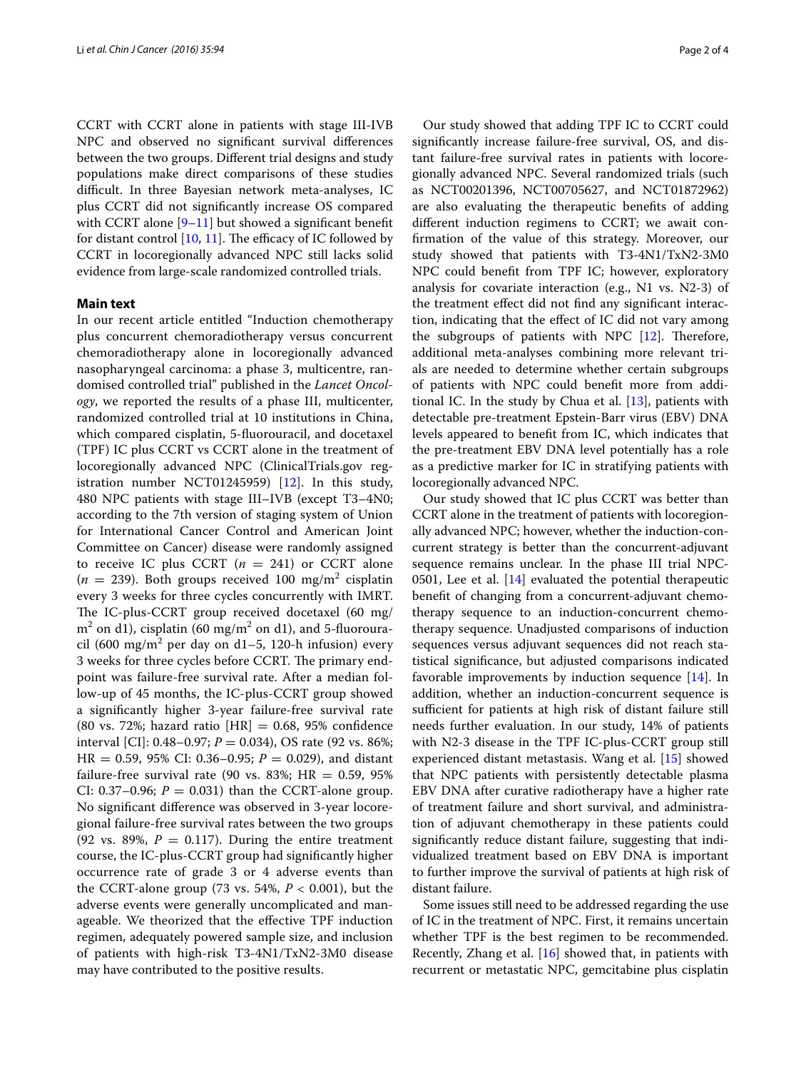CCRT with CCRT alone in patients with stage III-IVB NPC and observed no significant survival differences between the two groups. Different trial designs and study populations make direct comparisons of these studies difficult. In three Bayesian network meta-analyses, IC plus CCRT did not significantly increase OS compared with CCRT alone [9–11] but showed a significant benefit for distant control [10, 11]. The efficacy of IC followed by CCRT in locoregionally advanced NPC still lacks solid evidence from large-scale randomized controlled trials.

## Main text

In our recent article entitled "Induction chemotherapy plus concurrent chemoradiotherapy versus concurrent chemoradiotherapy alone in locoregionally advanced nasopharyngeal carcinoma: a phase 3, multicentre, randomised controlled trial" published in the *Lancet Oncology*, we reported the results of a phase III, multicenter, randomized controlled trial at 10 institutions in China, which compared cisplatin, 5-fluorouracil, and docetaxel (TPF) IC plus CCRT vs CCRT alone in the treatment of locoregionally advanced NPC (ClinicalTrials.gov registration number NCT01245959) [12]. In this study, 480 NPC patients with stage III–IVB (except T3–4N0; according to the 7th version of staging system of Union for International Cancer Control and American Joint Committee on Cancer) disease were randomly assigned to receive IC plus CCRT ($n = 241$) or CCRT alone ($n = 239$). Both groups received 100 mg/m$^2$ cisplatin every 3 weeks for three cycles concurrently with IMRT. The IC-plus-CCRT group received docetaxel (60 mg/m$^2$ on d1), cisplatin (60 mg/m$^2$ on d1), and 5-fluorouracil (600 mg/m$^2$ per day on d1–5, 120-h infusion) every 3 weeks for three cycles before CCRT. The primary endpoint was failure-free survival rate. After a median follow-up of 45 months, the IC-plus-CCRT group showed a significantly higher 3-year failure-free survival rate (80 vs. 72%; hazard ratio [HR] = 0.68, 95% confidence interval [CI]: 0.48–0.97; $P = 0.034$), OS rate (92 vs. 86%; HR = 0.59, 95% CI: 0.36–0.95; $P = 0.029$), and distant failure-free survival rate (90 vs. 83%; HR = 0.59, 95% CI: 0.37–0.96; $P = 0.031$) than the CCRT-alone group. No significant difference was observed in 3-year locoregional failure-free survival rates between the two groups (92 vs. 89%, $P = 0.117$). During the entire treatment course, the IC-plus-CCRT group had significantly higher occurrence rate of grade 3 or 4 adverse events than the CCRT-alone group (73 vs. 54%, $P < 0.001$), but the adverse events were generally uncomplicated and manageable. We theorized that the effective TPF induction regimen, adequately powered sample size, and inclusion of patients with high-risk T3-4N1/TxN2-3M0 disease may have contributed to the positive results.

Our study showed that adding TPF IC to CCRT could significantly increase failure-free survival, OS, and distant failure-free survival rates in patients with locoregionally advanced NPC. Several randomized trials (such as NCT00201396, NCT00705627, and NCT01872962) are also evaluating the therapeutic benefits of adding different induction regimens to CCRT; we await confirmation of the value of this strategy. Moreover, our study showed that patients with T3-4N1/TxN2-3M0 NPC could benefit from TPF IC; however, exploratory analysis for covariate interaction (e.g., N1 vs. N2-3) of the treatment effect did not find any significant interaction, indicating that the effect of IC did not vary among the subgroups of patients with NPC [12]. Therefore, additional meta-analyses combining more relevant trials are needed to determine whether certain subgroups of patients with NPC could benefit more from additional IC. In the study by Chua et al. [13], patients with detectable pre-treatment Epstein-Barr virus (EBV) DNA levels appeared to benefit from IC, which indicates that the pre-treatment EBV DNA level potentially has a role as a predictive marker for IC in stratifying patients with locoregionally advanced NPC.

Our study showed that IC plus CCRT was better than CCRT alone in the treatment of patients with locoregionally advanced NPC; however, whether the induction-concurrent strategy is better than the concurrent-adjuvant sequence remains unclear. In the phase III trial NPC-0501, Lee et al. [14] evaluated the potential therapeutic benefit of changing from a concurrent-adjuvant chemotherapy sequence to an induction-concurrent chemotherapy sequence. Unadjusted comparisons of induction sequences versus adjuvant sequences did not reach statistical significance, but adjusted comparisons indicated favorable improvements by induction sequence [14]. In addition, whether an induction-concurrent sequence is sufficient for patients at high risk of distant failure still needs further evaluation. In our study, 14% of patients with N2-3 disease in the TPF IC-plus-CCRT group still experienced distant metastasis. Wang et al. [15] showed that NPC patients with persistently detectable plasma EBV DNA after curative radiotherapy have a higher rate of treatment failure and short survival, and administration of adjuvant chemotherapy in these patients could significantly reduce distant failure, suggesting that individualized treatment based on EBV DNA is important to further improve the survival of patients at high risk of distant failure.

Some issues still need to be addressed regarding the use of IC in the treatment of NPC. First, it remains uncertain whether TPF is the best regimen to be recommended. Recently, Zhang et al. [16] showed that, in patients with recurrent or metastatic NPC, gemcitabine plus cisplatin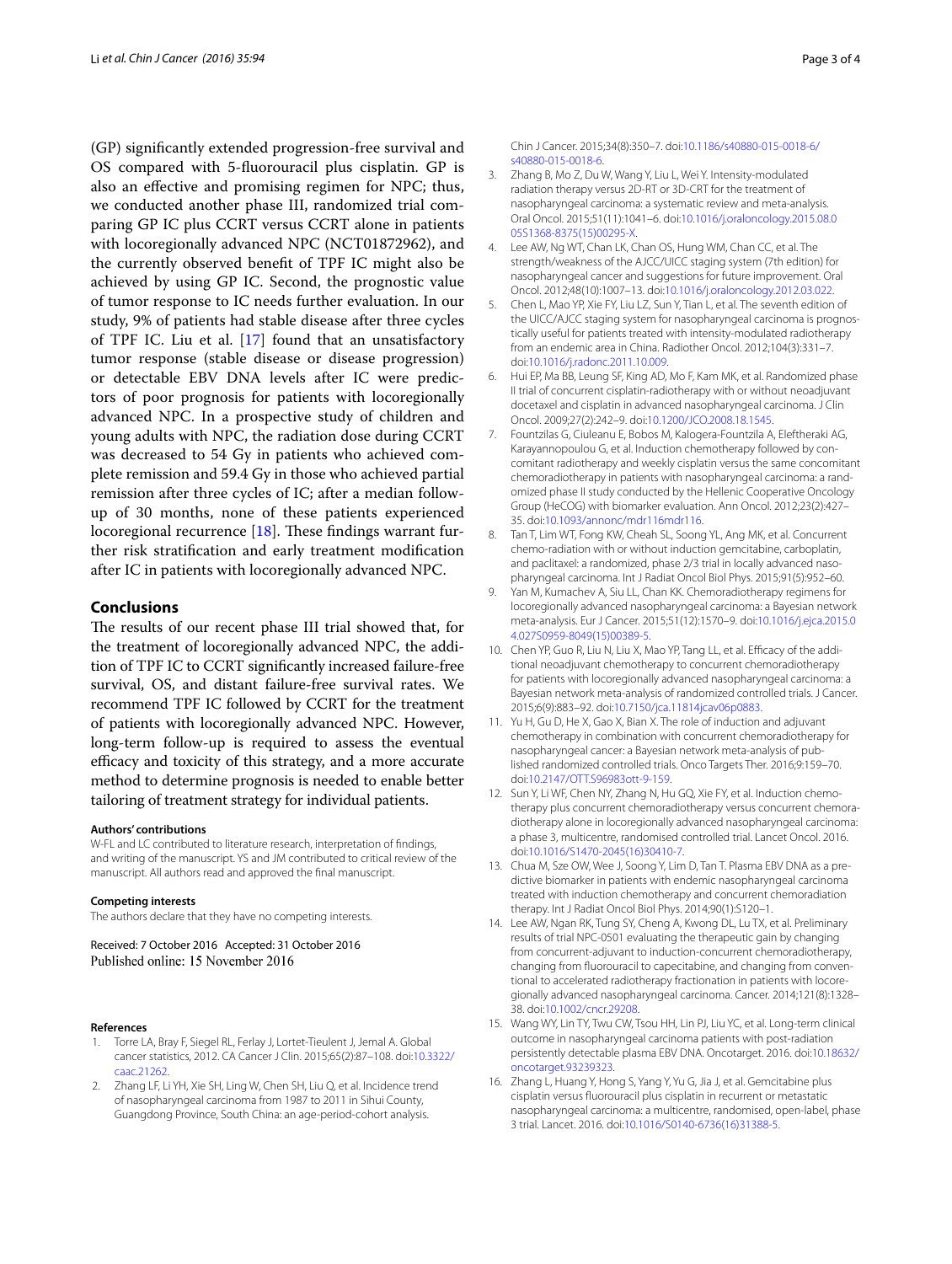(GP) significantly extended progression-free survival and OS compared with 5-fluorouracil plus cisplatin. GP is also an effective and promising regimen for NPC; thus, we conducted another phase III, randomized trial comparing GP IC plus CCRT versus CCRT alone in patients with locoregionally advanced NPC (NCT01872962), and the currently observed benefit of TPF IC might also be achieved by using GP IC. Second, the prognostic value of tumor response to IC needs further evaluation. In our study, 9% of patients had stable disease after three cycles of TPF IC. Liu et al. [17] found that an unsatisfactory tumor response (stable disease or disease progression) or detectable EBV DNA levels after IC were predictors of poor prognosis for patients with locoregionally advanced NPC. In a prospective study of children and young adults with NPC, the radiation dose during CCRT was decreased to 54 Gy in patients who achieved complete remission and 59.4 Gy in those who achieved partial remission after three cycles of IC; after a median follow-up of 30 months, none of these patients experienced locoregional recurrence [18]. These findings warrant further risk stratification and early treatment modification after IC in patients with locoregionally advanced NPC.

## Conclusions

The results of our recent phase III trial showed that, for the treatment of locoregionally advanced NPC, the addition of TPF IC to CCRT significantly increased failure-free survival, OS, and distant failure-free survival rates. We recommend TPF IC followed by CCRT for the treatment of patients with locoregionally advanced NPC. However, long-term follow-up is required to assess the eventual efficacy and toxicity of this strategy, and a more accurate method to determine prognosis is needed to enable better tailoring of treatment strategy for individual patients.

#### Authors' contributions

W-FL and LC contributed to literature research, interpretation of findings, and writing of the manuscript. YS and JM contributed to critical review of the manuscript. All authors read and approved the final manuscript.

#### Competing interests

The authors declare that they have no competing interests.

Received: 7 October 2016 Accepted: 31 October 2016
Published online: 15 November 2016

#### References

1. Torre LA, Bray F, Siegel RL, Ferlay J, Lortet-Tieulent J, Jemal A. Global cancer statistics, 2012. CA Cancer J Clin. 2015;65(2):87–108. doi:10.3322/caac.21262.
2. Zhang LF, Li YH, Xie SH, Ling W, Chen SH, Liu Q, et al. Incidence trend of nasopharyngeal carcinoma from 1987 to 2011 in Sihui County, Guangdong Province, South China: an age-period-cohort analysis. Chin J Cancer. 2015;34(8):350–7. doi:10.1186/s40880-015-0018-6/s40880-015-0018-6.
3. Zhang B, Mo Z, Du W, Wang Y, Liu L, Wei Y. Intensity-modulated radiation therapy versus 2D-RT or 3D-CRT for the treatment of nasopharyngeal carcinoma: a systematic review and meta-analysis. Oral Oncol. 2015;51(11):1041–6. doi:10.1016/j.oraloncology.2015.08.005S1368-8375(15)00295-X.
4. Lee AW, Ng WT, Chan LK, Chan OS, Hung WM, Chan CC, et al. The strength/weakness of the AJCC/UICC staging system (7th edition) for nasopharyngeal cancer and suggestions for future improvement. Oral Oncol. 2012;48(10):1007–13. doi:10.1016/j.oraloncology.2012.03.022.
5. Chen L, Mao YP, Xie FY, Liu LZ, Sun Y, Tian L, et al. The seventh edition of the UICC/AJCC staging system for nasopharyngeal carcinoma is prognostically useful for patients treated with intensity-modulated radiotherapy from an endemic area in China. Radiother Oncol. 2012;104(3):331–7. doi:10.1016/j.radonc.2011.10.009.
6. Hui EP, Ma BB, Leung SF, King AD, Mo F, Kam MK, et al. Randomized phase II trial of concurrent cisplatin-radiotherapy with or without neoadjuvant docetaxel and cisplatin in advanced nasopharyngeal carcinoma. J Clin Oncol. 2009;27(2):242–9. doi:10.1200/JCO.2008.18.1545.
7. Fountzilas G, Ciuleanu E, Bobos M, Kalogera-Fountzila A, Eleftheraki AG, Karayannopoulou G, et al. Induction chemotherapy followed by concomitant radiotherapy and weekly cisplatin versus the same concomitant chemoradiotherapy in patients with nasopharyngeal carcinoma: a randomized phase II study conducted by the Hellenic Cooperative Oncology Group (HeCOG) with biomarker evaluation. Ann Oncol. 2012;23(2):427–35. doi:10.1093/annonc/mdr116mdr116.
8. Tan T, Lim WT, Fong KW, Cheah SL, Soong YL, Ang MK, et al. Concurrent chemo-radiation with or without induction gemcitabine, carboplatin, and paclitaxel: a randomized, phase 2/3 trial in locally advanced nasopharyngeal carcinoma. Int J Radiat Oncol Biol Phys. 2015;91(5):952–60.
9. Yan M, Kumachev A, Siu LL, Chan KK. Chemoradiotherapy regimens for locoregionally advanced nasopharyngeal carcinoma: a Bayesian network meta-analysis. Eur J Cancer. 2015;51(12):1570–9. doi:10.1016/j.ejca.2015.04.027S0959-8049(15)00389-5.
10. Chen YP, Guo R, Liu N, Liu X, Mao YP, Tang LL, et al. Efficacy of the additional neoadjuvant chemotherapy to concurrent chemoradiotherapy for patients with locoregionally advanced nasopharyngeal carcinoma: a Bayesian network meta-analysis of randomized controlled trials. J Cancer. 2015;6(9):883–92. doi:10.7150/jca.11814jcav06p0883.
11. Yu H, Gu D, He X, Gao X, Bian X. The role of induction and adjuvant chemotherapy in combination with concurrent chemoradiotherapy for nasopharyngeal cancer: a Bayesian network meta-analysis of published randomized controlled trials. Onco Targets Ther. 2016;9:159–70. doi:10.2147/OTT.S96983ott-9-159.
12. Sun Y, Li WF, Chen NY, Zhang N, Hu GQ, Xie FY, et al. Induction chemotherapy plus concurrent chemoradiotherapy versus concurrent chemoradiotherapy alone in locoregionally advanced nasopharyngeal carcinoma: a phase 3, multicentre, randomised controlled trial. Lancet Oncol. 2016. doi:10.1016/S1470-2045(16)30410-7.
13. Chua M, Sze OW, Wee J, Soong Y, Lim D, Tan T. Plasma EBV DNA as a predictive biomarker in patients with endemic nasopharyngeal carcinoma treated with induction chemotherapy and concurrent chemoradiation therapy. Int J Radiat Oncol Biol Phys. 2014;90(1):S120–1.
14. Lee AW, Ngan RK, Tung SY, Cheng A, Kwong DL, Lu TX, et al. Preliminary results of trial NPC-0501 evaluating the therapeutic gain by changing from concurrent-adjuvant to induction-concurrent chemoradiotherapy, changing from fluorouracil to capecitabine, and changing from conventional to accelerated radiotherapy fractionation in patients with locoregionally advanced nasopharyngeal carcinoma. Cancer. 2014;121(8):1328–38. doi:10.1002/cncr.29208.
15. Wang WY, Lin TY, Twu CW, Tsou HH, Lin PJ, Liu YC, et al. Long-term clinical outcome in nasopharyngeal carcinoma patients with post-radiation persistently detectable plasma EBV DNA. Oncotarget. 2016. doi:10.18632/oncotarget.93239323.
16. Zhang L, Huang Y, Hong S, Yang Y, Yu G, Jia J, et al. Gemcitabine plus cisplatin versus fluorouracil plus cisplatin in recurrent or metastatic nasopharyngeal carcinoma: a multicentre, randomised, open-label, phase 3 trial. Lancet. 2016. doi:10.1016/S0140-6736(16)31388-5.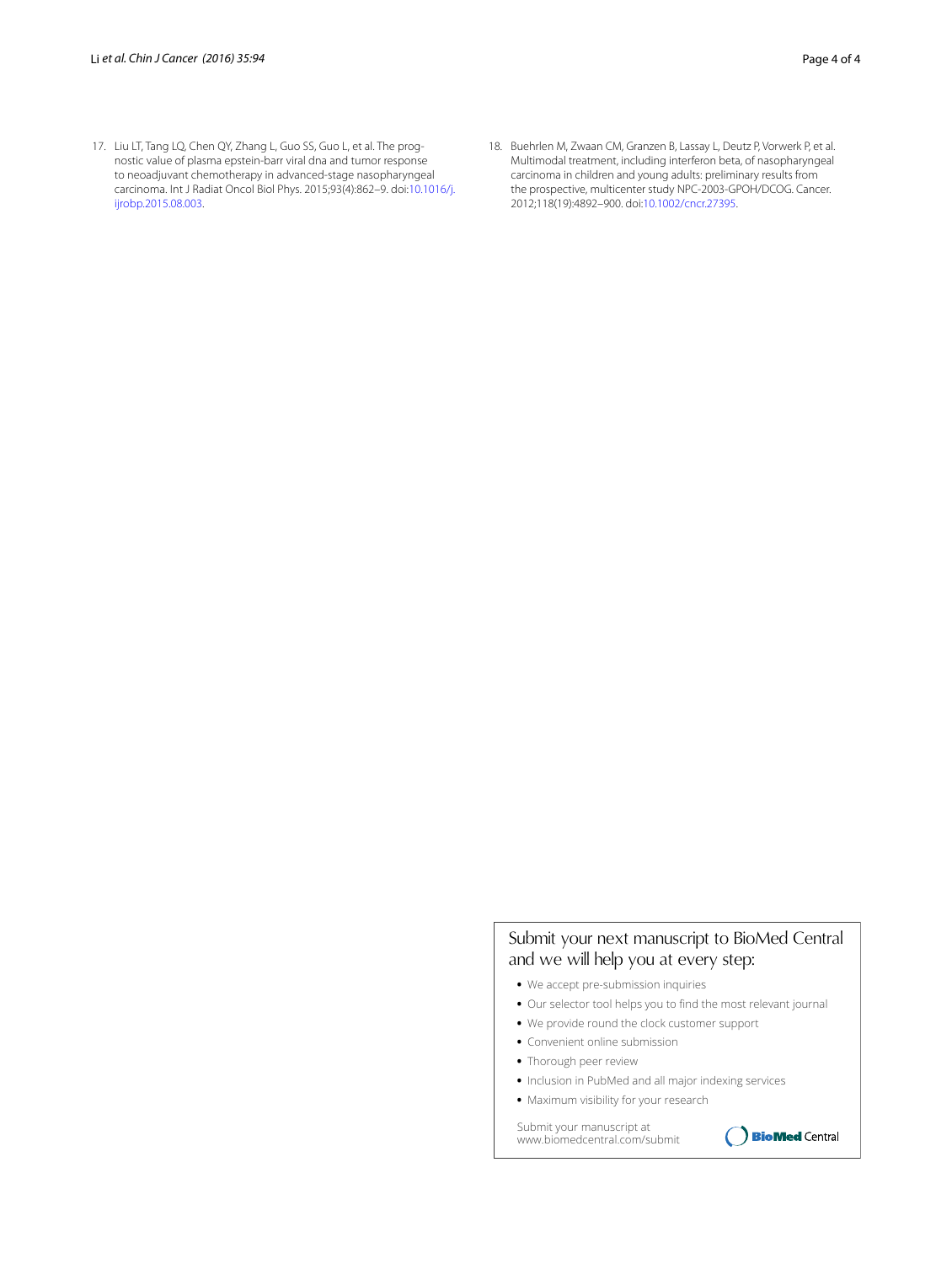17. Liu LT, Tang LQ, Chen QY, Zhang L, Guo SS, Guo L, et al. The prognostic value of plasma epstein-barr viral dna and tumor response to neoadjuvant chemotherapy in advanced-stage nasopharyngeal carcinoma. Int J Radiat Oncol Biol Phys. 2015;93(4):862–9. doi:10.1016/j.ijrobp.2015.08.003.
18. Buehrlen M, Zwaan CM, Granzen B, Lassay L, Deutz P, Vorwerk P, et al. Multimodal treatment, including interferon beta, of nasopharyngeal carcinoma in children and young adults: preliminary results from the prospective, multicenter study NPC-2003-GPOH/DCOG. Cancer. 2012;118(19):4892–900. doi:10.1002/cncr.27395.

Submit your next manuscript to BioMed Central and we will help you at every step:

- We accept pre-submission inquiries
- Our selector tool helps you to find the most relevant journal
- We provide round the clock customer support
- Convenient online submission
- Thorough peer review
- Inclusion in PubMed and all major indexing services
- Maximum visibility for your research

Submit your manuscript at www.biomedcentral.com/submit

BioMed Central